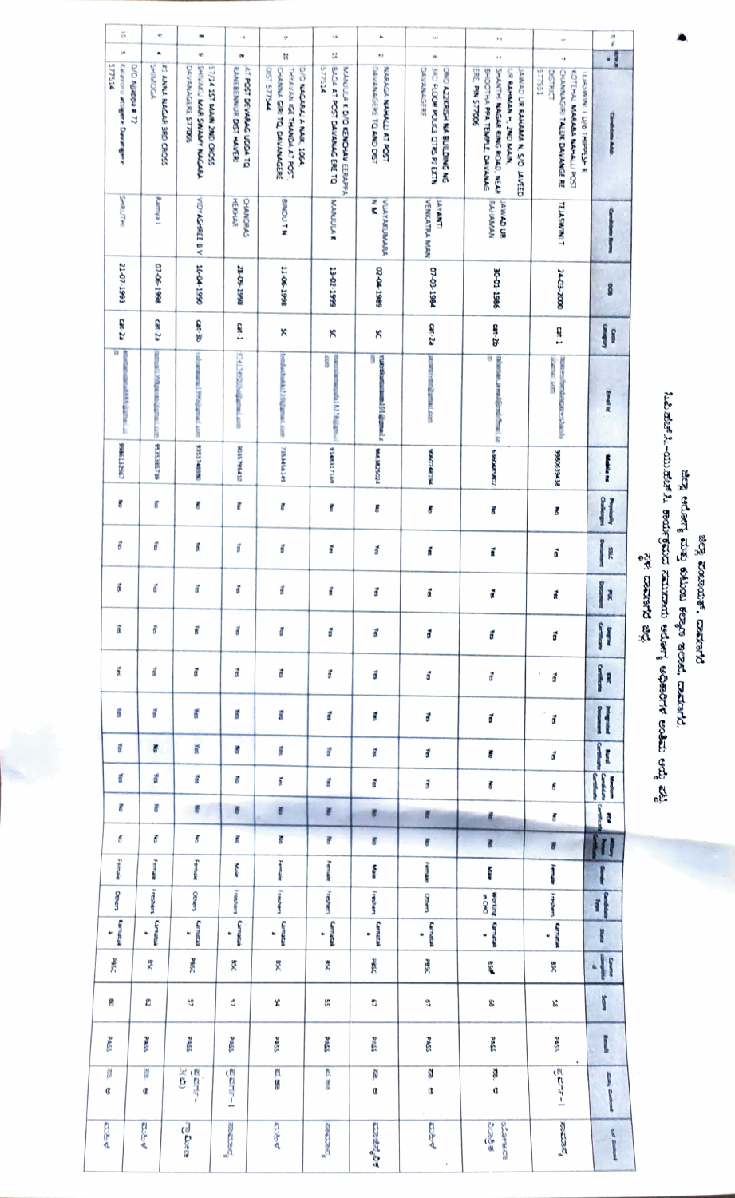ಜಿಲ್ಲಾ ಪಂಚಾಯತ್, ದಾವಣಗೆರೆ

ಜಿಲ್ಲಾ ಆರೋಗ್ಯ ಮತ್ತು ಕುಟುಂಬ ಕಲ್ಯಾಣ ಇಲಾಖೆ, ದಾವಣಗೆರೆ

| Sl No | | Candidate Addr | Candidate Name | DOB | Caste Category | Email Id | Mobile no | Disability Challenge | SSLC Document | PUC Document | Degree Certificate | ESC Certificate | Integrated Document | Rural Certificate | Kannada Medium Certificate | PDP Certificate | Military Person Certificate | Gender | Candidate Type | State | Course complete d | Score | Result | | |
|---|---|---|---|---|---|---|---|---|---|---|---|---|---|---|---|---|---|---|---|---|---|---|---|---|---|
| 1 | 7 | TEJASWINI T D/O THIPPESH R KOTEHAL MARABA NAHALLI POST CHANNAGIRI TALUK DAVANGERE DISTRICT 577551 | TEJASWINI T | 24-03-2000 | cat-1 | | 9980639438 | No | Yes | Yes | Yes | Yes | Yes | Yes | No | No | No | Female | Freshers | Karnataka | BSC | 58 | PASS | ಪ್ರವರ್ಗ-1 | ದಾವಣಗೆರೆ |
| 2 | 11 | JAWAD UR RAHAMAN N, S/O JAVEED UR RAHAMAN H, 2ND MAIN, SHANTHI NAGAR RING ROAD, NEAR BHOOTHA PPA TEMPLE, DAVANAGERE PIN 577006 | JAWAD UR RAHAMAN | 30-01-1986 | cat-2b | | 6360480802 | No | Yes | Yes | Yes | Yes | Yes | No | No | No | No | Male | Working in CHO | Karnataka | BSc | 68 | PASS | ಸಾ.ಅ | |
| 3 | 3 | D/O A.2NKESH NA BUILDING NG 3RD FLOOR POLICE QTRS P.J EXTN DAVANAGERE | JAYANTI VENKATRA MAN | 07-03-1984 | cat-2a | | 9060748194 | No | Yes | Yes | Yes | Yes | Yes | Yes | Yes | No | No | Female | Others | Karnataka | PBSC | 67 | PASS | ಸಾ.ಅ | ದಾವಣಗೆರೆ |
| 4 | 2 | NARAGA NAHALLI AT POST DAVANAGERE TQ AND DIST | VIJAYAKUMARA N M | 02-04-1989 | SC | | 9663823024 | No | Yes | Yes | Yes | Yes | Yes | Yes | Yes | No | No | Male | Freshers | Karnataka | PBSC | 67 | PASS | ಸಾ.ಅ | |
| 5 | 15 | MANJULA K D/O KENCHAV EERAPPA BADA AT POST DAVANAG ERE TQ 577524 | MANJULA K | 13-02-1999 | SC | | 9148317169 | No | Yes | Yes | Yes | Yes | Yes | Yes | Yes | No | No | Female | Freshers | Karnataka | BSC | 55 | PASS | ಪ.ಜಾ | |
| 6 | 20 | D/O NAGARAJ A NAIK 1064, THYAVAN IGE THANDA AT POST, CHANNA GIRI TQ, DAVANAGERE DIST 577544 | BINDU T N | 11-06-1998 | SC | | 7353434149 | No | Yes | Yes | Yes | Yes | Yes | Yes | Yes | No | No | Female | Freshers | Karnataka | BSC | 54 | PASS | ಪ.ಜಾ | ದಾವಣಗೆರೆ |
| 7 | 8 | AT POST DEVARAG UDDA TQ RANEBENNUR DIST HAVERI | CHANDRAS HEKHAR | 28-09-1998 | cat-1 | | 9035795410 | No | Yes | Yes | Yes | Yes | Yes | No | Yes | No | No | Male | Freshers | Karnataka | BSC | 57 | PASS | ಪ್ರವರ್ಗ-1 | |
| 8 | 8 | 57/14 1ST MAIN 2ND CROSS SHIVAJU MAN SWAMY NAGARA DAVANAGERE 577005 | VIDYASHREE B V | 16-04-1990 | cat-3b | | 9353748880 | No | Yes | Yes | Yes | Yes | Yes | Yes | Yes | No | No | Female | Others | Karnataka | PBSC | 57 | PASS | ಪ್ರವರ್ಗ-3(ಬಿ) | |
| 9 | 4 | #1 ANNA NAGAR 3RD CROSS SHIMOGA | Ramya L | 07-06-1998 | cat-2a | | 9535385739 | No | Yes | Yes | Yes | Yes | Yes | No | Yes | No | No | Female | Freshers | Karnataka | BSC | 62 | PASS | ಸಾ.ಅ | ದಾವಣಗೆರೆ |
| 10 | 5 | D/O Ajjappa # 72 Davangere 577514 | SHRUTHI | 21-07-1993 | cat-2a | | 9986112867 | No | Yes | Yes | Yes | Yes | Yes | Yes | Yes | No | No | Female | Others | Karnataka | PBSC | 60 | PASS | ಸಾ.ಅ | ದಾವಣಗೆರೆ |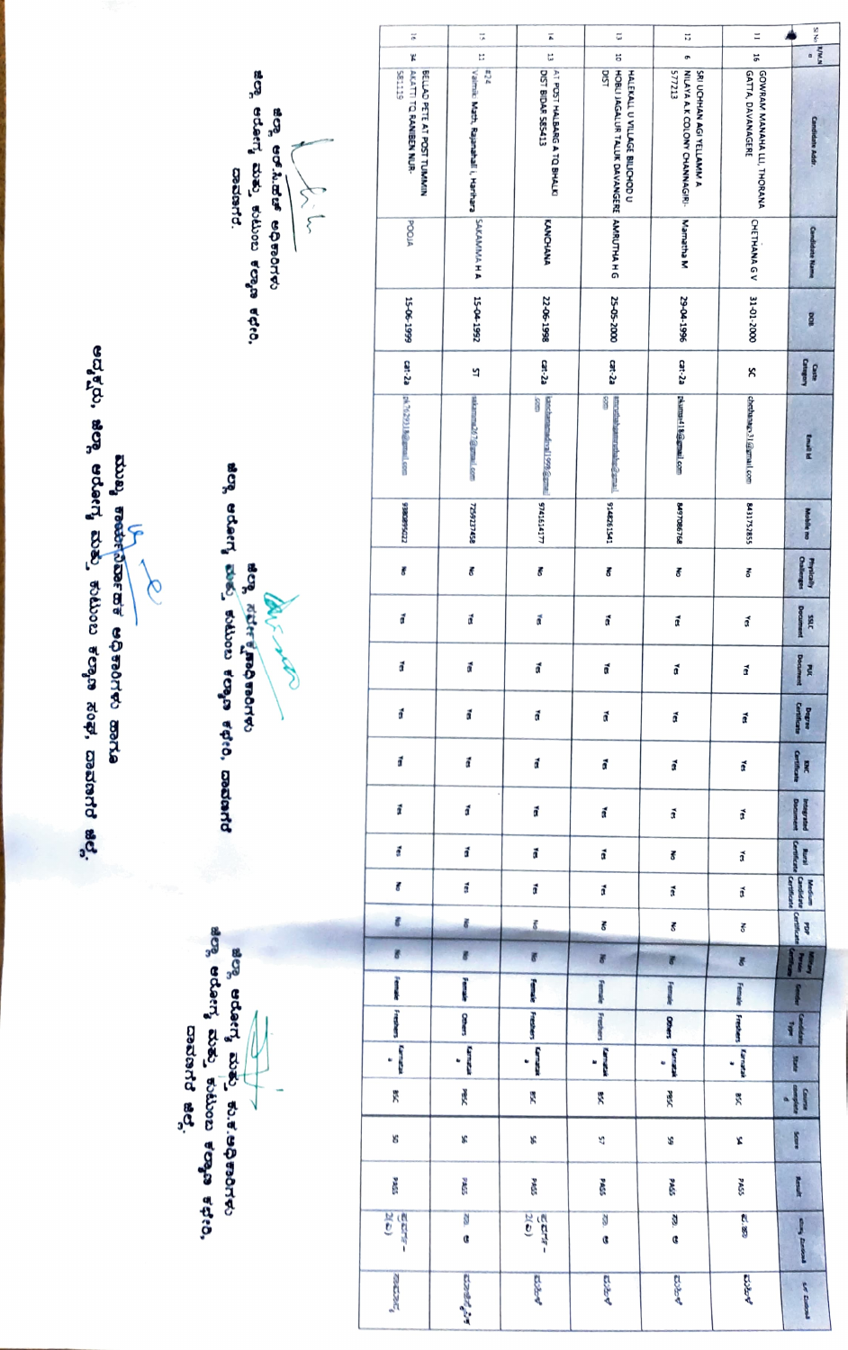| Sl No. | R/N/R | Candidate Addr. | Candidate Name | DOB | Caste Category | Email Id | Mobile no | Physically Challenged | SSLC Document | PUC Document | Degree Certificate | ESC Certificate | Integrated Document | Rural Certificate | Medium Candidate Certificate | PDP Certificate | Military Person Certificate | Gender | Candidate Type | State | Course completed | Score | Result | Category Selected | |
|---|---|---|---|---|---|---|---|---|---|---|---|---|---|---|---|---|---|---|---|---|---|---|---|---|---|
| 11 | 16 | GOWRAM MANAHA LLI, THORANA GATTA, DAVANAGERE | CHETHANA G V | 31-01-2000 | SC | chethanagv31@gmail.com | 8431752855 | No | Yes | Yes | Yes | Yes | Yes | Yes | Yes | No | No | Female | Freshers | Karnataka | BSC | 54 | PASS | ಪ.ಜಾ | |
| 12 | 6 | SRI UCHHAN AGI YELLAMM A NILAYA A.K COLONY CHANNAGIRI-577213 | Mamatha M | 29-04-1996 | cat-2a | plumgr418@gmail.com | 8497086768 | No | Yes | Yes | Yes | Yes | Yes | No | Yes | No | No | Female | Others | Karnataka | PBSC | 59 | PASS | ಪ್ರ. ಅ | |
| 13 | 10 | HALEKALLU VILLAGE BILICHOD U HOBLI JAGALUR TALUK DAVANGERE DIST | AMRUTHA H G | 25-05-2000 | cat-2a | | 9148261541 | No | Yes | Yes | Yes | Yes | Yes | Yes | Yes | No | No | Female | Freshers | Karnataka | BSC | 57 | PASS | ಪ್ರ. ಅ | |
| 14 | 13 | AT POST HALBARG A TQ BHALKI DIST BIDAR 585413 | KANCHANA | 22-06-1998 | cat-2a | | 9741514177 | No | Yes | Yes | Yes | Yes | Yes | Yes | Yes | No | No | Female | Freshers | Karnataka | BSC | 56 | PASS | ಪ್ರವರ್ಗ-2(ಅ) | |
| 15 | 11 | #24 Valmiki Math, Rajanahalli, Harihara | SAKAMMA H A | 15-04-1992 | ST | | 7259237458 | No | Yes | Yes | Yes | Yes | Yes | Yes | Yes | No | No | Female | Others | Karnataka | PBSC | 56 | PASS | ಪ.ಪಂ | |
| 16 | 34 | BELLAD PETE AT POST TUMMIN AKATTI TQ RANIBEN NUR-581119 | POOJA | 15-06-1999 | cat-2a | | 9380895622 | No | Yes | Yes | Yes | Yes | Yes | Yes | Yes | No | No | Female | Freshers | Karnataka | BSC | 50 | PASS | ಪ್ರವರ್ಗ-2(ಅ) | |

ಜಿಲ್ಲಾ ಆರ್.ಸಿ.ಹೆಚ್ ಅಧಿಕಾರಿಗಳು
ಜಿಲ್ಲಾ ಆರೋಗ್ಯ ಮತ್ತು ಕುಟುಂಬ ಕಲ್ಯಾಣ ಕಛೇರಿ,
ದಾವಣಗೆರೆ.

ಜಿಲ್ಲಾ ಸರ್ವೇಕ್ಷಣಾಧಿಕಾರಿಗಳು
ಜಿಲ್ಲಾ ಆರೋಗ್ಯ ಮತ್ತು ಕುಟುಂಬ ಕಲ್ಯಾಣ ಕಛೇರಿ, ದಾವಣಗೆರೆ

ಜಿಲ್ಲಾ ಆರೋಗ್ಯ ಮತ್ತು ಕು.ಕ.ಅಧಿಕಾರಿಗಳು
ಜಿಲ್ಲಾ ಆರೋಗ್ಯ ಮತ್ತು ಕುಟುಂಬ ಕಲ್ಯಾಣ ಕಛೇರಿ,
ದಾವಣಗೆರೆ ಜಿಲ್ಲೆ.

ಮುಖ್ಯ ಕಾರ್ಯನಿರ್ವಾಹಕ ಅಧಿಕಾರಿಗಳು ಹಾಗೂ
ಅಧ್ಯಕ್ಷರು, ಜಿಲ್ಲಾ ಆರೋಗ್ಯ ಮತ್ತು ಕುಟುಂಬ ಕಲ್ಯಾಣ ಸಂಘ, ದಾವಣಗೆರೆ ಜಿಲ್ಲೆ.